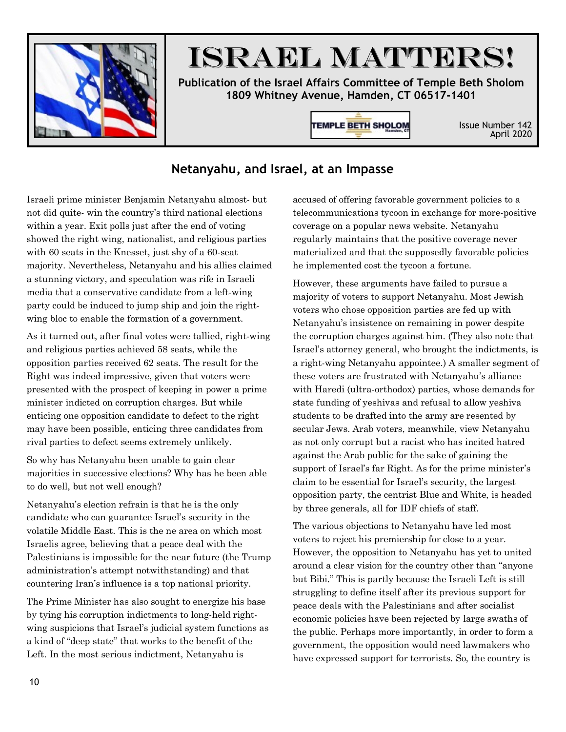# ISRAEL MATTERS!

**Publication of the Israel Affairs Committee of Temple Beth Sholom**
**1809 Whitney Avenue, Hamden, CT 06517-1401**

Issue Number 142
April 2020

## Netanyahu, and Israel, at an Impasse

Israeli prime minister Benjamin Netanyahu almost- but not did quite- win the country's third national elections within a year. Exit polls just after the end of voting showed the right wing, nationalist, and religious parties with 60 seats in the Knesset, just shy of a 60-seat majority. Nevertheless, Netanyahu and his allies claimed a stunning victory, and speculation was rife in Israeli media that a conservative candidate from a left-wing party could be induced to jump ship and join the right-wing bloc to enable the formation of a government.

As it turned out, after final votes were tallied, right-wing and religious parties achieved 58 seats, while the opposition parties received 62 seats. The result for the Right was indeed impressive, given that voters were presented with the prospect of keeping in power a prime minister indicted on corruption charges. But while enticing one opposition candidate to defect to the right may have been possible, enticing three candidates from rival parties to defect seems extremely unlikely.

So why has Netanyahu been unable to gain clear majorities in successive elections? Why has he been able to do well, but not well enough?

Netanyahu's election refrain is that he is the only candidate who can guarantee Israel's security in the volatile Middle East. This is the ne area on which most Israelis agree, believing that a peace deal with the Palestinians is impossible for the near future (the Trump administration's attempt notwithstanding) and that countering Iran's influence is a top national priority.

The Prime Minister has also sought to energize his base by tying his corruption indictments to long-held right-wing suspicions that Israel's judicial system functions as a kind of "deep state" that works to the benefit of the Left. In the most serious indictment, Netanyahu is accused of offering favorable government policies to a telecommunications tycoon in exchange for more-positive coverage on a popular news website. Netanyahu regularly maintains that the positive coverage never materialized and that the supposedly favorable policies he implemented cost the tycoon a fortune.

However, these arguments have failed to pursue a majority of voters to support Netanyahu. Most Jewish voters who chose opposition parties are fed up with Netanyahu's insistence on remaining in power despite the corruption charges against him. (They also note that Israel's attorney general, who brought the indictments, is a right-wing Netanyahu appointee.) A smaller segment of these voters are frustrated with Netanyahu's alliance with Haredi (ultra-orthodox) parties, whose demands for state funding of yeshivas and refusal to allow yeshiva students to be drafted into the army are resented by secular Jews. Arab voters, meanwhile, view Netanyahu as not only corrupt but a racist who has incited hatred against the Arab public for the sake of gaining the support of Israel's far Right. As for the prime minister's claim to be essential for Israel's security, the largest opposition party, the centrist Blue and White, is headed by three generals, all for IDF chiefs of staff.

The various objections to Netanyahu have led most voters to reject his premiership for close to a year. However, the opposition to Netanyahu has yet to united around a clear vision for the country other than "anyone but Bibi." This is partly because the Israeli Left is still struggling to define itself after its previous support for peace deals with the Palestinians and after socialist economic policies have been rejected by large swaths of the public. Perhaps more importantly, in order to form a government, the opposition would need lawmakers who have expressed support for terrorists. So, the country is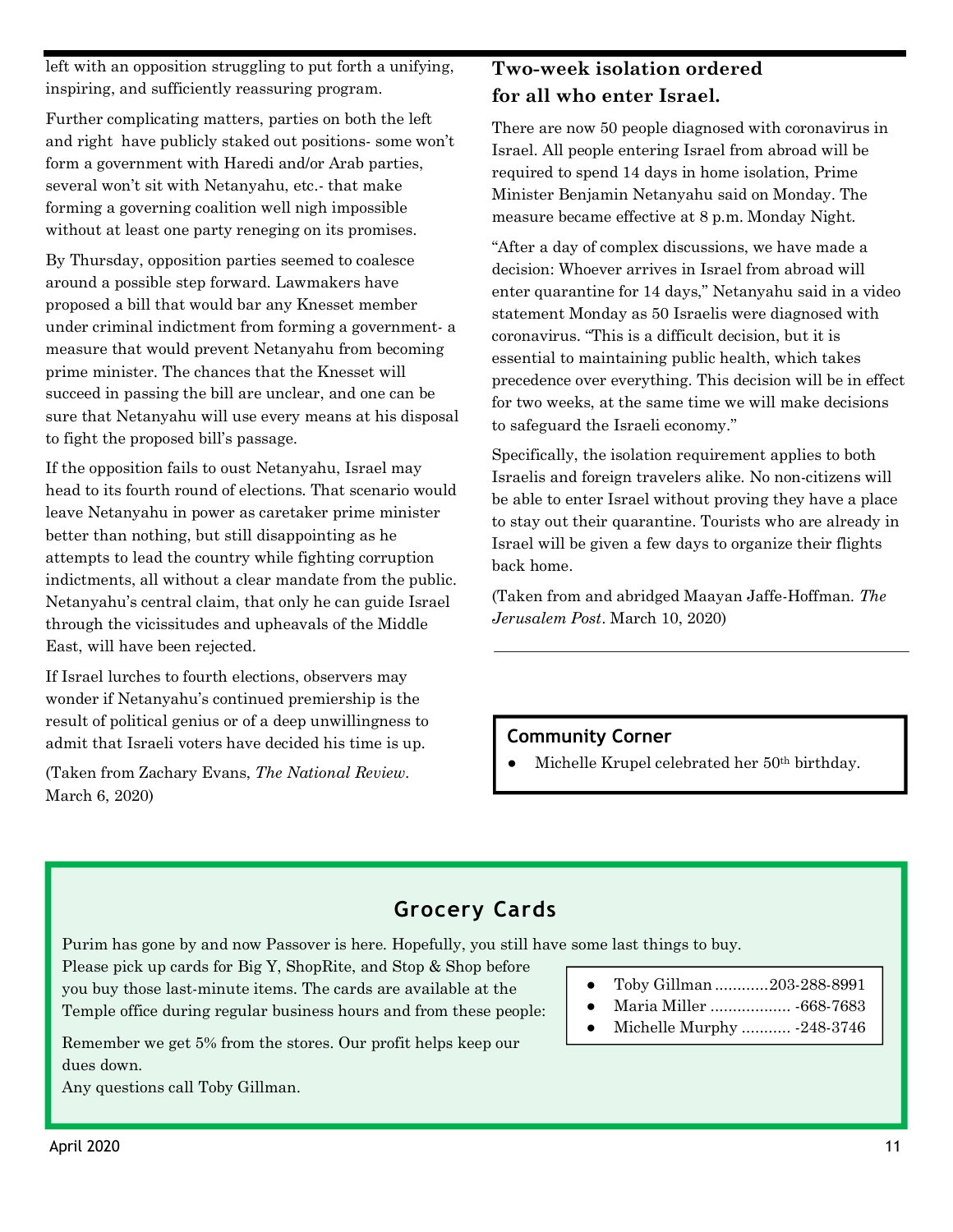left with an opposition struggling to put forth a unifying, inspiring, and sufficiently reassuring program.

Further complicating matters, parties on the left and right have publicly staked out positions- some won't form a government with Haredi and/or Arab parties, several won't sit with Netanyahu, etc.- that make forming a governing coalition well nigh impossible without at least one party reneging on its promises.

By Thursday, opposition parties seemed to coalesce around a possible step forward. Lawmakers have proposed a bill that would bar any Knesset member under criminal indictment from forming a government- a measure that would prevent Netanyahu from becoming prime minister. The chances that the Knesset will succeed in passing the bill are unclear, and one can be sure that Netanyahu will use every means at his disposal to fight the proposed bill's passage.

If the opposition fails to oust Netanyahu, Israel may head to its fourth round of elections. That scenario would leave Netanyahu in power as caretaker prime minister better than nothing, but still disappointing as he attempts to lead the country while fighting corruption indictments, all without a clear mandate from the public. Netanyahu's central claim, that only he can guide Israel through the vicissitudes and upheavals of the Middle East, will have been rejected.

If Israel lurches to fourth elections, observers may wonder if Netanyahu's continued premiership is the result of political genius or of a deep unwillingness to admit that Israeli voters have decided his time is up.

(Taken from Zachary Evans, *The National Review*. March 6, 2020)

## Two-week isolation ordered for all who enter Israel.

There are now 50 people diagnosed with coronavirus in Israel. All people entering Israel from abroad will be required to spend 14 days in home isolation, Prime Minister Benjamin Netanyahu said on Monday. The measure became effective at 8 p.m. Monday Night.

"After a day of complex discussions, we have made a decision: Whoever arrives in Israel from abroad will enter quarantine for 14 days," Netanyahu said in a video statement Monday as 50 Israelis were diagnosed with coronavirus. "This is a difficult decision, but it is essential to maintaining public health, which takes precedence over everything. This decision will be in effect for two weeks, at the same time we will make decisions to safeguard the Israeli economy."

Specifically, the isolation requirement applies to both Israelis and foreign travelers alike. No non-citizens will be able to enter Israel without proving they have a place to stay out their quarantine. Tourists who are already in Israel will be given a few days to organize their flights back home.

(Taken from and abridged Maayan Jaffe-Hoffman. *The Jerusalem Post*. March 10, 2020)

---

### Community Corner

- Michelle Krupel celebrated her 50th birthday.

## Grocery Cards

Purim has gone by and now Passover is here. Hopefully, you still have some last things to buy. Please pick up cards for Big Y, ShopRite, and Stop & Shop before you buy those last-minute items. The cards are available at the Temple office during regular business hours and from these people:

- Toby Gillman ............203-288-8991
- Maria Miller .................. -668-7683
- Michelle Murphy ........... -248-3746

Remember we get 5% from the stores. Our profit helps keep our dues down.
Any questions call Toby Gillman.